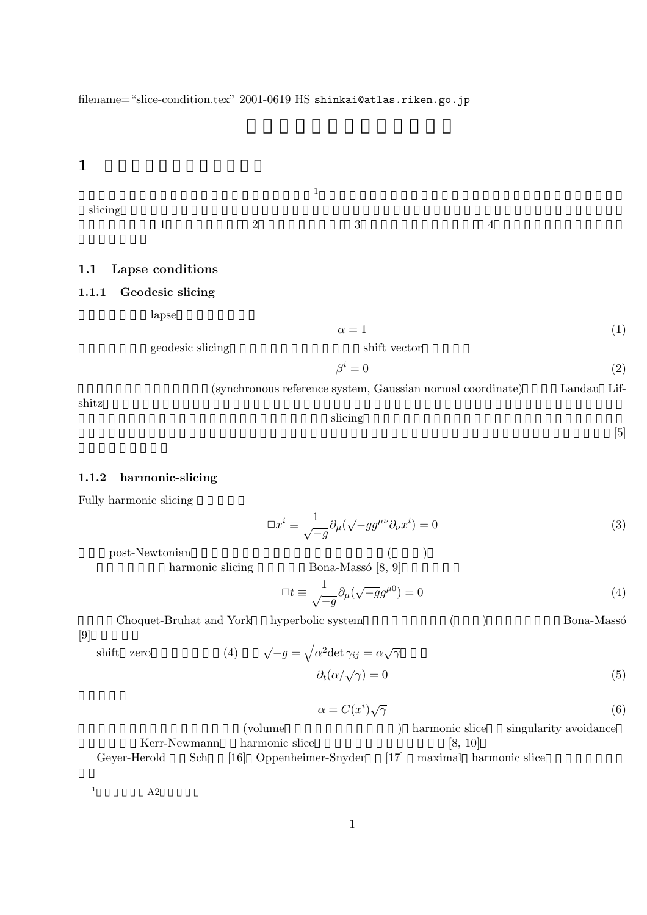filename="slice-condition.tex" 2001-0619 HS shinkai@atlas.riken.go.jp

## 1

[1]
slicing
1 2 3 4

### 1.1 Lapse conditions

#### 1.1.1 Geodesic slicing

lapse

$$\alpha = 1 \tag{1}$$

geodesic slicing shift vector

$$\beta^i = 0 \tag{2}$$

(synchronous reference system, Gaussian normal coordinate) Landau Lifshitz
slicing
[5]

#### 1.1.2 harmonic-slicing

Fully harmonic slicing

$$\Box x^i \equiv \frac{1}{\sqrt{-g}} \partial_\mu (\sqrt{-g} g^{\mu\nu} \partial_\nu x^i) = 0 \tag{3}$$

post-Newtonian ( )

harmonic slicing Bona-Massó [8, 9]

$$\Box t \equiv \frac{1}{\sqrt{-g}} \partial_\mu (\sqrt{-g} g^{\mu 0}) = 0 \tag{4}$$

Choquet-Bruhat and York hyperbolic system ( ) Bona-Massó [9]

shift zero (4) $\sqrt{-g} = \sqrt{\alpha^2 \det \gamma_{ij}} = \alpha \sqrt{\gamma}$

$$\partial_t (\alpha / \sqrt{\gamma}) = 0 \tag{5}$$

$$\alpha = C(x^i) \sqrt{\gamma} \tag{6}$$

(volume ) harmonic slice singularity avoidance
Kerr-Newmann harmonic slice [8, 10]

Geyer-Herold Sch [16] Oppenheimer-Snyder [17] maximal harmonic slice

---

[1] A2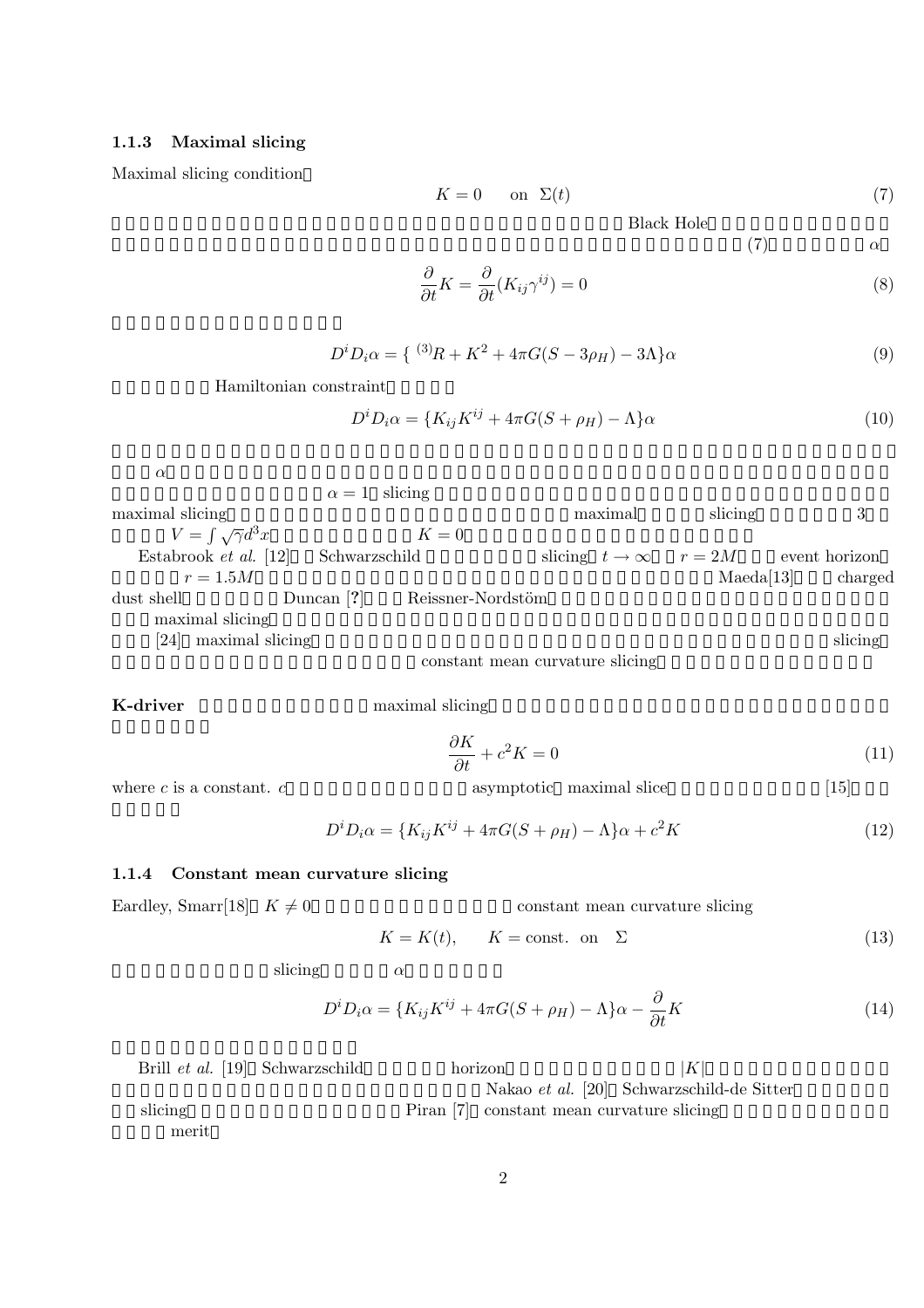### 1.1.3 Maximal slicing

Maximal slicing condition

$$K = 0 \quad \text{on} \;\; \Sigma(t) \tag{7}$$

Black Hole (7) $\alpha$

$$\frac{\partial}{\partial t} K = \frac{\partial}{\partial t}(K_{ij}\gamma^{ij}) = 0 \tag{8}$$

$$D^i D_i \alpha = \{ {}^{(3)}R + K^2 + 4\pi G(S - 3\rho_H) - 3\Lambda\}\alpha \tag{9}$$

Hamiltonian constraint

$$D^i D_i \alpha = \{K_{ij}K^{ij} + 4\pi G(S + \rho_H) - \Lambda\}\alpha \tag{10}$$

$\alpha$ $\alpha = 1$ slicing maximal slicing maximal slicing 3 $V = \int \sqrt{\gamma} d^3x$ $K = 0$

Estabrook *et al.* [12] Schwarzschild slicing $t \to \infty$ $r = 2M$ event horizon $r = 1.5M$ Maeda[13] charged dust shell Duncan [?] Reissner-Nordstöm maximal slicing [24] maximal slicing slicing constant mean curvature slicing

**K-driver** maximal slicing

$$\frac{\partial K}{\partial t} + c^2 K = 0 \tag{11}$$

where $c$ is a constant. $c$ asymptotic maximal slice [15]

$$D^i D_i \alpha = \{K_{ij}K^{ij} + 4\pi G(S + \rho_H) - \Lambda\}\alpha + c^2 K \tag{12}$$

### 1.1.4 Constant mean curvature slicing

Eardley, Smarr[18] $K \neq 0$ constant mean curvature slicing

$$K = K(t), \qquad K = \text{const.} \;\; \text{on} \;\; \Sigma \tag{13}$$

slicing $\alpha$

$$D^i D_i \alpha = \{K_{ij}K^{ij} + 4\pi G(S + \rho_H) - \Lambda\}\alpha - \frac{\partial}{\partial t} K \tag{14}$$

Brill *et al.* [19] Schwarzschild horizon $|K|$ Nakao *et al.* [20] Schwarzschild-de Sitter slicing Piran [7] constant mean curvature slicing merit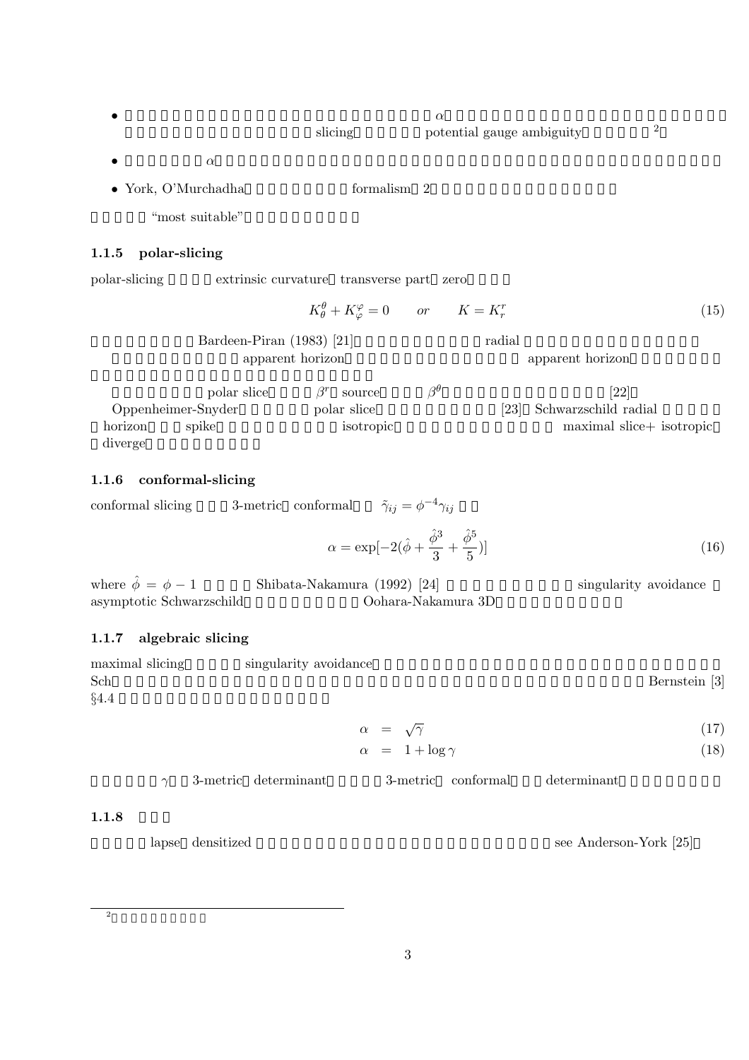- $\alpha$ slicing potential gauge ambiguity [2]
- $\alpha$
- York, O'Murchadha formalism 2

"most suitable"

### 1.1.5 polar-slicing

polar-slicing extrinsic curvature transverse part zero

$$K_\theta^\theta + K_\varphi^\varphi = 0 \qquad or \qquad K = K_r^r \tag{15}$$

Bardeen-Piran (1983) [21] radial apparent horizon apparent horizon

polar slice $\beta^r$ source $\beta^\theta$ [22]

Oppenheimer-Snyder polar slice [23] Schwarzschild radial horizon spike isotropic maximal slice+ isotropic diverge

### 1.1.6 conformal-slicing

conformal slicing 3-metric conformal $\tilde{\gamma}_{ij} = \phi^{-4}\gamma_{ij}$

$$\alpha = \exp[-2(\hat{\phi} + \frac{\hat{\phi}^3}{3} + \frac{\hat{\phi}^5}{5})] \tag{16}$$

where $\hat{\phi} = \phi - 1$ Shibata-Nakamura (1992) [24] singularity avoidance asymptotic Schwarzschild Oohara-Nakamura 3D

### 1.1.7 algebraic slicing

maximal slicing singularity avoidance Sch Bernstein [3] §4.4

$$\alpha = \sqrt{\gamma} \tag{17}$$

$$\alpha = 1 + \log \gamma \tag{18}$$

$\gamma$ 3-metric determinant 3-metric conformal determinant

### 1.1.8

lapse densitized see Anderson-York [25]

---

[2]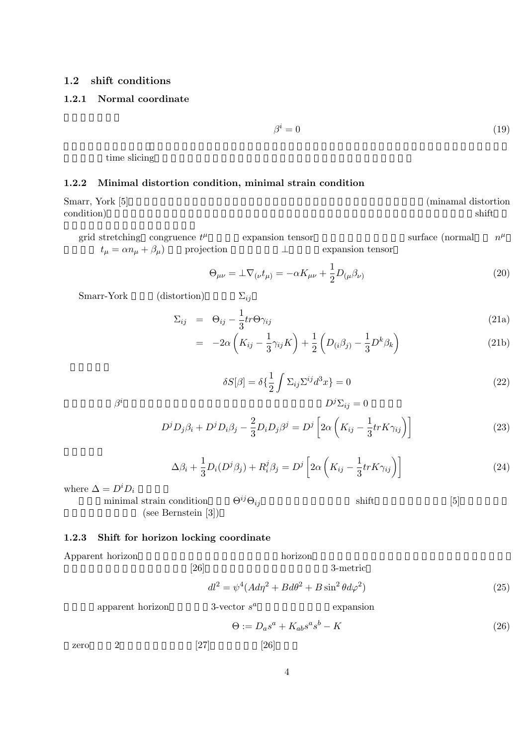### 1.2 shift conditions

#### 1.2.1 Normal coordinate

$$\beta^i = 0 \tag{19}$$

time slicing

#### 1.2.2 Minimal distortion condition, minimal strain condition

Smarr, York [5] (minamal distortion condition) shift

grid stretching congruence $t^\mu$ expansion tensor surface (normal $n^\mu$ $t_\mu = \alpha n_\mu + \beta_\mu$) projection $\perp$ expansion tensor

$$\Theta_{\mu\nu} = \perp \nabla_{(\nu} t_{\mu)} = -\alpha K_{\mu\nu} + \frac{1}{2} D_{(\mu}\beta_{\nu)} \tag{20}$$

Smarr-York (distortion) $\Sigma_{ij}$

$$\Sigma_{ij} = \Theta_{ij} - \frac{1}{3} tr\Theta\gamma_{ij} \tag{21a}$$

$$= -2\alpha\left(K_{ij} - \frac{1}{3}\gamma_{ij}K\right) + \frac{1}{2}\left(D_{(i}\beta_{j)} - \frac{1}{3}D^k\beta_k\right) \tag{21b}$$

$$\delta S[\beta] = \delta\{\frac{1}{2}\int \Sigma_{ij}\Sigma^{ij}d^3x\} = 0 \tag{22}$$

$\beta^i$ $D^j\Sigma_{ij} = 0$

$$D^jD_j\beta_i + D^jD_i\beta_j - \frac{2}{3}D_iD_j\beta^j = D^j\left[2\alpha\left(K_{ij} - \frac{1}{3}trK\gamma_{ij}\right)\right] \tag{23}$$

$$\Delta\beta_i + \frac{1}{3}D_i(D^j\beta_j) + R_i^j\beta_j = D^j\left[2\alpha\left(K_{ij} - \frac{1}{3}trK\gamma_{ij}\right)\right] \tag{24}$$

where $\Delta = D^iD_i$

minimal strain condition $\Theta^{ij}\Theta_{ij}$ shift [5] (see Bernstein [3])

#### 1.2.3 Shift for horizon locking coordinate

Apparent horizon horizon [26] 3-metric

$$dl^2 = \psi^4(Ad\eta^2 + Bd\theta^2 + B\sin^2\theta d\varphi^2) \tag{25}$$

apparent horizon 3-vector $s^a$ expansion

$$\Theta := D_as^a + K_{ab}s^as^b - K \tag{26}$$

zero 2 [27] [26]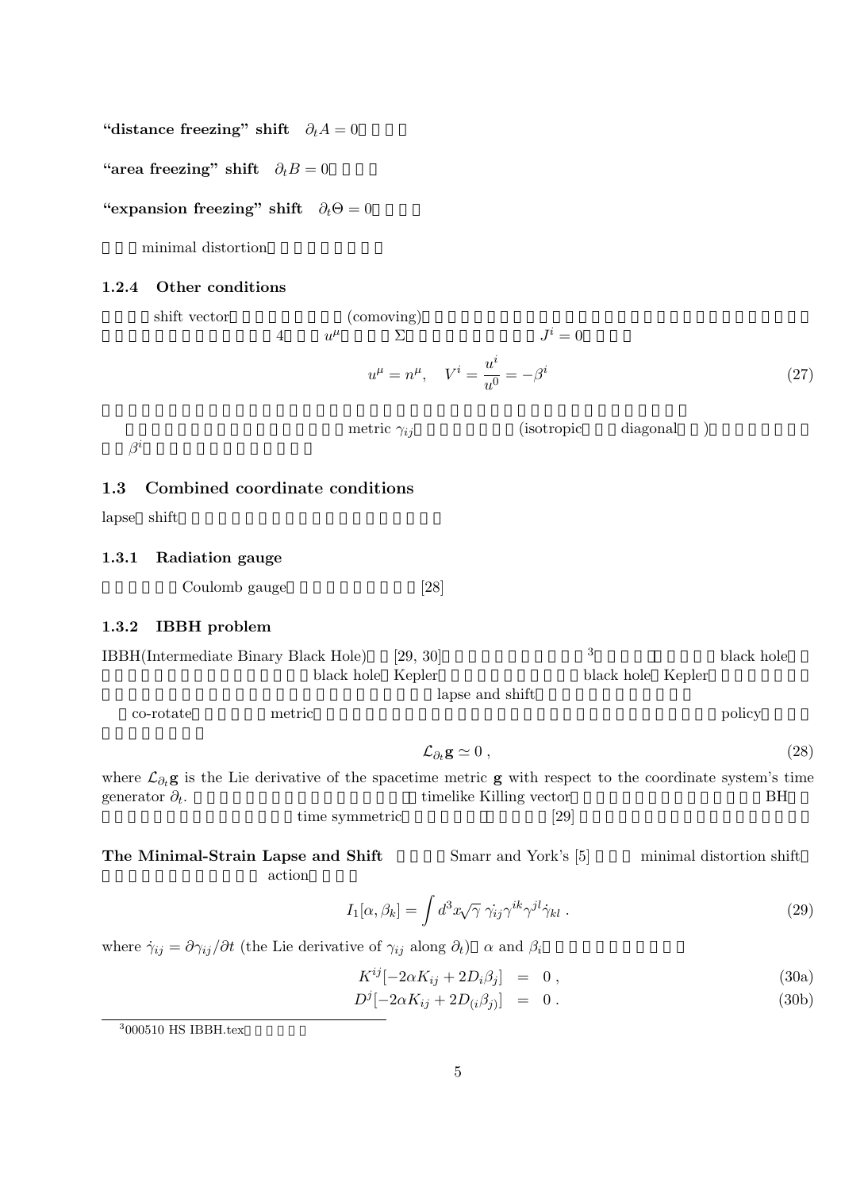**"distance freezing" shift** $\partial_t A = 0$

**"area freezing" shift** $\partial_t B = 0$

**"expansion freezing" shift** $\partial_t \Theta = 0$

minimal distortion

### 1.2.4 Other conditions

shift vector (comoving) 4 $u^\mu$ $\Sigma$ $J^i = 0$

$$u^\mu = n^\mu, \quad V^i = \frac{u^i}{u^0} = -\beta^i \tag{27}$$

metric $\gamma_{ij}$ (isotropic diagonal ) $\beta^i$

## 1.3 Combined coordinate conditions

lapse shift

### 1.3.1 Radiation gauge

Coulomb gauge [28]

### 1.3.2 IBBH problem

IBBH(Intermediate Binary Black Hole) [29, 30] [3] black hole black hole Kepler black hole Kepler lapse and shift co-rotate metric policy

$$\mathcal{L}_{\partial_t}\mathbf{g} \simeq 0\,, \tag{28}$$

where $\mathcal{L}_{\partial_t}\mathbf{g}$ is the Lie derivative of the spacetime metric $\mathbf{g}$ with respect to the coordinate system's time generator $\partial_t$. timelike Killing vector BH time symmetric [29]

**The Minimal-Strain Lapse and Shift** Smarr and York's [5] minimal distortion shift action

$$I_1[\alpha, \beta_k] = \int d^3x\sqrt{\gamma}\; \dot{\gamma}_{ij}\gamma^{ik}\gamma^{jl}\dot{\gamma}_{kl}\,. \tag{29}$$

where $\dot{\gamma}_{ij} = \partial\gamma_{ij}/\partial t$ (the Lie derivative of $\gamma_{ij}$ along $\partial_t$) $\alpha$ and $\beta_i$

$$K^{ij}[-2\alpha K_{ij} + 2D_i\beta_j] = 0\,, \tag{30a}$$

$$D^j[-2\alpha K_{ij} + 2D_{(i}\beta_{j)}] = 0\,. \tag{30b}$$

---

[3] 000510 HS IBBH.tex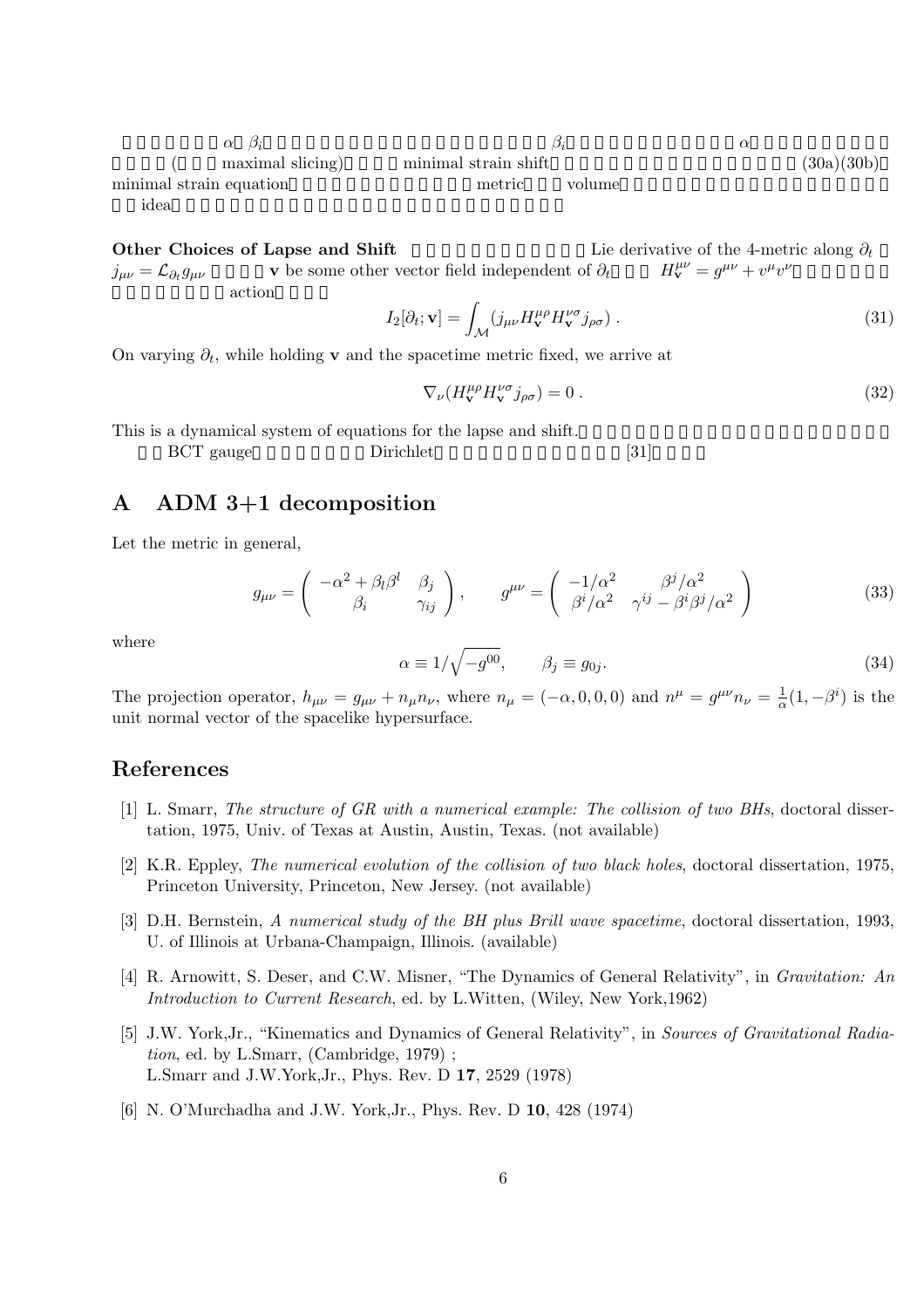$\alpha$ $\beta_i$ $\beta_i$ $\alpha$ ( maximal slicing) minimal strain shift (30a)(30b) minimal strain equation metric volume idea

**Other Choices of Lapse and Shift** Lie derivative of the 4-metric along $\partial_t$ $j_{\mu\nu} = \mathcal{L}_{\partial_t} g_{\mu\nu}$ **v** be some other vector field independent of $\partial_t$ $H^{\mu\nu}_{\mathbf{v}} = g^{\mu\nu} + v^\mu v^\nu$ action

$$I_2[\partial_t; \mathbf{v}] = \int_{\mathcal{M}} (j_{\mu\nu} H^{\mu\rho}_{\mathbf{v}} H^{\nu\sigma}_{\mathbf{v}} j_{\rho\sigma}) \,. \tag{31}$$

On varying $\partial_t$, while holding **v** and the spacetime metric fixed, we arrive at

$$\nabla_\nu (H^{\mu\rho}_{\mathbf{v}} H^{\nu\sigma}_{\mathbf{v}} j_{\rho\sigma}) = 0 \,. \tag{32}$$

This is a dynamical system of equations for the lapse and shift. BCT gauge Dirichlet [31]

## A ADM 3+1 decomposition

Let the metric in general,

$$g_{\mu\nu} = \begin{pmatrix} -\alpha^2 + \beta_l \beta^l & \beta_j \\ \beta_i & \gamma_{ij} \end{pmatrix}, \qquad g^{\mu\nu} = \begin{pmatrix} -1/\alpha^2 & \beta^j/\alpha^2 \\ \beta^i/\alpha^2 & \gamma^{ij} - \beta^i\beta^j/\alpha^2 \end{pmatrix} \tag{33}$$

where

$$\alpha \equiv 1/\sqrt{-g^{00}}, \qquad \beta_j \equiv g_{0j}. \tag{34}$$

The projection operator, $h_{\mu\nu} = g_{\mu\nu} + n_\mu n_\nu$, where $n_\mu = (-\alpha, 0, 0, 0)$ and $n^\mu = g^{\mu\nu} n_\nu = \frac{1}{\alpha}(1, -\beta^i)$ is the unit normal vector of the spacelike hypersurface.

## References

[1] L. Smarr, *The structure of GR with a numerical example: The collision of two BHs*, doctoral dissertation, 1975, Univ. of Texas at Austin, Austin, Texas. (not available)

[2] K.R. Eppley, *The numerical evolution of the collision of two black holes*, doctoral dissertation, 1975, Princeton University, Princeton, New Jersey. (not available)

[3] D.H. Bernstein, *A numerical study of the BH plus Brill wave spacetime*, doctoral dissertation, 1993, U. of Illinois at Urbana-Champaign, Illinois. (available)

[4] R. Arnowitt, S. Deser, and C.W. Misner, "The Dynamics of General Relativity", in *Gravitation: An Introduction to Current Research*, ed. by L.Witten, (Wiley, New York,1962)

[5] J.W. York,Jr., "Kinematics and Dynamics of General Relativity", in *Sources of Gravitational Radiation*, ed. by L.Smarr, (Cambridge, 1979) ;
L.Smarr and J.W.York,Jr., Phys. Rev. D **17**, 2529 (1978)

[6] N. O'Murchadha and J.W. York,Jr., Phys. Rev. D **10**, 428 (1974)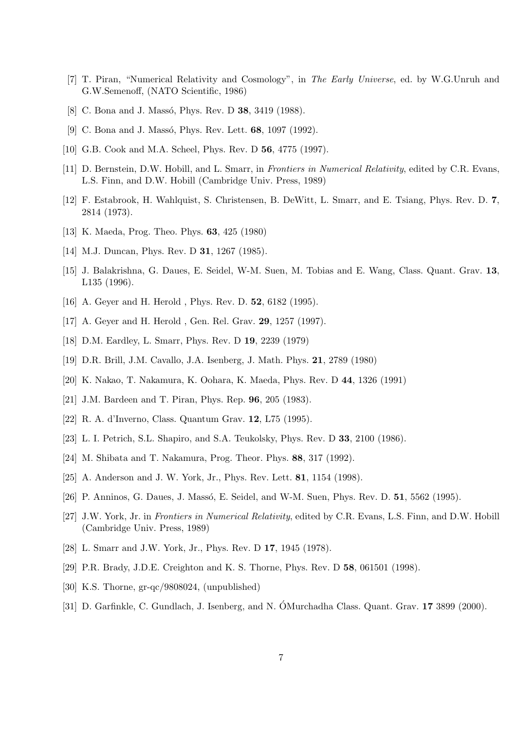[7] T. Piran, "Numerical Relativity and Cosmology", in *The Early Universe*, ed. by W.G.Unruh and G.W.Semenoff, (NATO Scientific, 1986)

[8] C. Bona and J. Massó, Phys. Rev. D **38**, 3419 (1988).

[9] C. Bona and J. Massó, Phys. Rev. Lett. **68**, 1097 (1992).

[10] G.B. Cook and M.A. Scheel, Phys. Rev. D **56**, 4775 (1997).

[11] D. Bernstein, D.W. Hobill, and L. Smarr, in *Frontiers in Numerical Relativity*, edited by C.R. Evans, L.S. Finn, and D.W. Hobill (Cambridge Univ. Press, 1989)

[12] F. Estabrook, H. Wahlquist, S. Christensen, B. DeWitt, L. Smarr, and E. Tsiang, Phys. Rev. D. **7**, 2814 (1973).

[13] K. Maeda, Prog. Theo. Phys. **63**, 425 (1980)

[14] M.J. Duncan, Phys. Rev. D **31**, 1267 (1985).

[15] J. Balakrishna, G. Daues, E. Seidel, W-M. Suen, M. Tobias and E. Wang, Class. Quant. Grav. **13**, L135 (1996).

[16] A. Geyer and H. Herold , Phys. Rev. D. **52**, 6182 (1995).

[17] A. Geyer and H. Herold , Gen. Rel. Grav. **29**, 1257 (1997).

[18] D.M. Eardley, L. Smarr, Phys. Rev. D **19**, 2239 (1979)

[19] D.R. Brill, J.M. Cavallo, J.A. Isenberg, J. Math. Phys. **21**, 2789 (1980)

[20] K. Nakao, T. Nakamura, K. Oohara, K. Maeda, Phys. Rev. D **44**, 1326 (1991)

[21] J.M. Bardeen and T. Piran, Phys. Rep. **96**, 205 (1983).

[22] R. A. d'Inverno, Class. Quantum Grav. **12**, L75 (1995).

[23] L. I. Petrich, S.L. Shapiro, and S.A. Teukolsky, Phys. Rev. D **33**, 2100 (1986).

[24] M. Shibata and T. Nakamura, Prog. Theor. Phys. **88**, 317 (1992).

[25] A. Anderson and J. W. York, Jr., Phys. Rev. Lett. **81**, 1154 (1998).

[26] P. Anninos, G. Daues, J. Massó, E. Seidel, and W-M. Suen, Phys. Rev. D. **51**, 5562 (1995).

[27] J.W. York, Jr. in *Frontiers in Numerical Relativity*, edited by C.R. Evans, L.S. Finn, and D.W. Hobill (Cambridge Univ. Press, 1989)

[28] L. Smarr and J.W. York, Jr., Phys. Rev. D **17**, 1945 (1978).

[29] P.R. Brady, J.D.E. Creighton and K. S. Thorne, Phys. Rev. D **58**, 061501 (1998).

[30] K.S. Thorne, gr-qc/9808024, (unpublished)

[31] D. Garfinkle, C. Gundlach, J. Isenberg, and N. ÓMurchadha Class. Quant. Grav. **17** 3899 (2000).